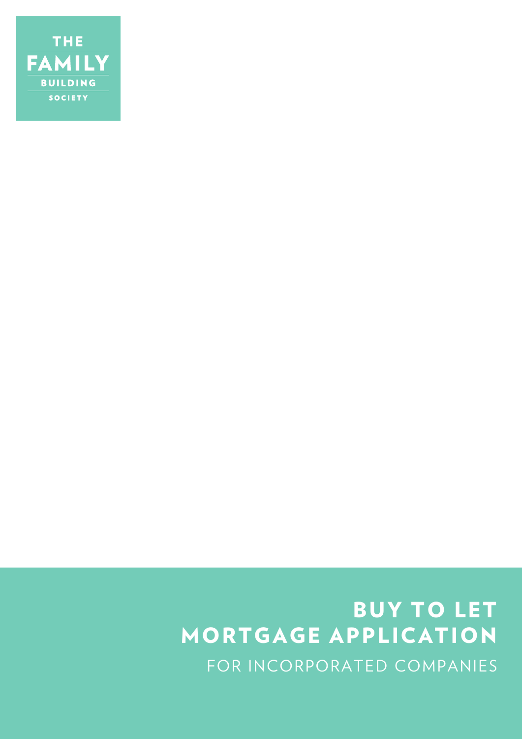THE FAMILY BUILDING SOCIETY

# BUY TO LET MORTGAGE APPLICATION

## FOR INCORPORATED COMPANIES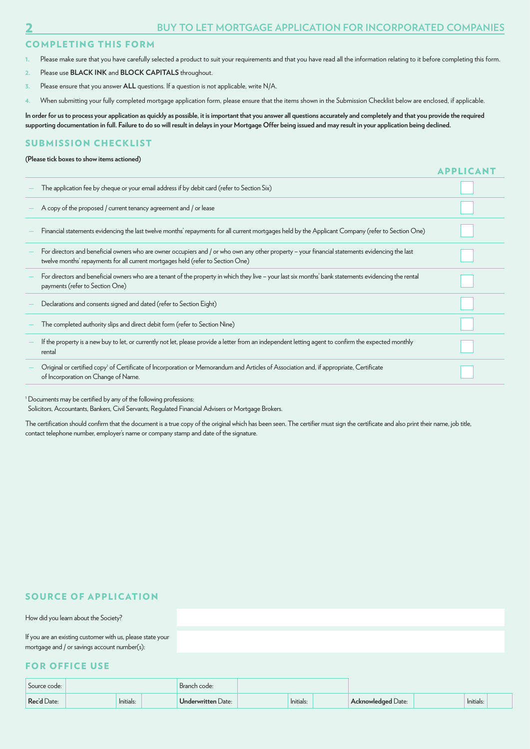## COMPLETING THIS FORM

1. Please make sure that you have carefully selected a product to suit your requirements and that you have read all the information relating to it before completing this form.
2. Please use **BLACK INK** and **BLOCK CAPITALS** throughout.
3. Please ensure that you answer **ALL** questions. If a question is not applicable, write N/A.
4. When submitting your fully completed mortgage application form, please ensure that the items shown in the Submission Checklist below are enclosed, if applicable.

**In order for us to process your application as quickly as possible, it is important that you answer all questions accurately and completely and that you provide the required supporting documentation in full. Failure to do so will result in delays in your Mortgage Offer being issued and may result in your application being declined.**

## SUBMISSION CHECKLIST

**(Please tick boxes to show items actioned)**

| | APPLICANT |
|---|---|
| – The application fee by cheque or your email address if by debit card (refer to Section Six) | ☐ |
| – A copy of the proposed / current tenancy agreement and / or lease | ☐ |
| – Financial statements evidencing the last twelve months' repayments for all current mortgages held by the Applicant Company (refer to Section One) | ☐ |
| – For directors and beneficial owners who are owner occupiers and / or who own any other property – your financial statements evidencing the last twelve months' repayments for all current mortgages held (refer to Section One) | ☐ |
| – For directors and beneficial owners who are a tenant of the property in which they live – your last six months' bank statements evidencing the rental payments (refer to Section One) | ☐ |
| – Declarations and consents signed and dated (refer to Section Eight) | ☐ |
| – The completed authority slips and direct debit form (refer to Section Nine) | ☐ |
| – If the property is a new buy to let, or currently not let, please provide a letter from an independent letting agent to confirm the expected monthly rental | ☐ |
| – Original or certified copy[1] of Certificate of Incorporation or Memorandum and Articles of Association and, if appropriate, Certificate of Incorporation on Change of Name. | ☐ |

[1] Documents may be certified by any of the following professions:
Solicitors, Accountants, Bankers, Civil Servants, Regulated Financial Advisers or Mortgage Brokers.

The certification should confirm that the document is a true copy of the original which has been seen. The certifier must sign the certificate and also print their name, job title, contact telephone number, employer's name or company stamp and date of the signature.

## SOURCE OF APPLICATION

| | |
|---|---|
| How did you learn about the Society? | |
| If you are an existing customer with us, please state your mortgage and / or savings account number(s): | |

## FOR OFFICE USE

| Source code: | | | | Branch code: | | | | | | | |
|---|---|---|---|---|---|---|---|---|---|---|---|
| **Rec'd** Date: | | Initials: | | **Underwritten** Date: | | Initials: | | **Acknowledged** Date: | | Initials: | |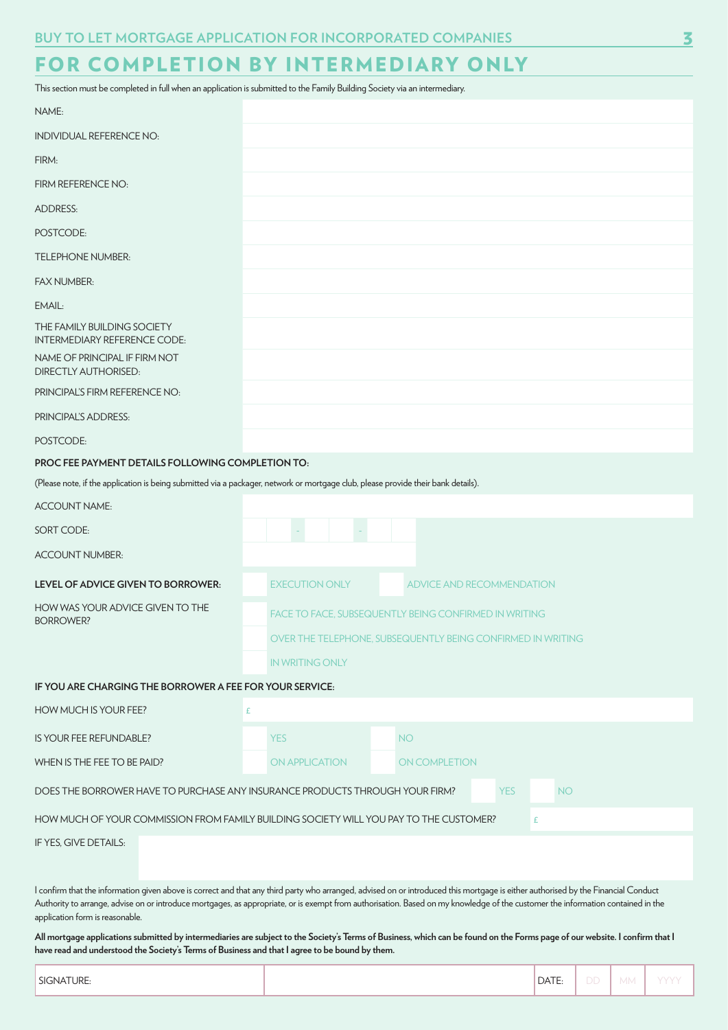## BUY TO LET MORTGAGE APPLICATION FOR INCORPORATED COMPANIES

# FOR COMPLETION BY INTERMEDIARY ONLY

This section must be completed in full when an application is submitted to the Family Building Society via an intermediary.

| | |
|---|---|
| NAME: | |
| INDIVIDUAL REFERENCE NO: | |
| FIRM: | |
| FIRM REFERENCE NO: | |
| ADDRESS: | |
| POSTCODE: | |
| TELEPHONE NUMBER: | |
| FAX NUMBER: | |
| EMAIL: | |
| THE FAMILY BUILDING SOCIETY INTERMEDIARY REFERENCE CODE: | |
| NAME OF PRINCIPAL IF FIRM NOT DIRECTLY AUTHORISED: | |
| PRINCIPAL'S FIRM REFERENCE NO: | |
| PRINCIPAL'S ADDRESS: | |
| POSTCODE: | |

**PROC FEE PAYMENT DETAILS FOLLOWING COMPLETION TO:**

(Please note, if the application is being submitted via a packager, network or mortgage club, please provide their bank details).

| | |
|---|---|
| ACCOUNT NAME: | |
| SORT CODE: | - - |
| ACCOUNT NUMBER: | |

**LEVEL OF ADVICE GIVEN TO BORROWER:** ☐ EXECUTION ONLY ☐ ADVICE AND RECOMMENDATION

HOW WAS YOUR ADVICE GIVEN TO THE BORROWER?

☐ FACE TO FACE, SUBSEQUENTLY BEING CONFIRMED IN WRITING

☐ OVER THE TELEPHONE, SUBSEQUENTLY BEING CONFIRMED IN WRITING

☐ IN WRITING ONLY

**IF YOU ARE CHARGING THE BORROWER A FEE FOR YOUR SERVICE:**

HOW MUCH IS YOUR FEE? £

IS YOUR FEE REFUNDABLE? ☐ YES ☐ NO

WHEN IS THE FEE TO BE PAID? ☐ ON APPLICATION ☐ ON COMPLETION

DOES THE BORROWER HAVE TO PURCHASE ANY INSURANCE PRODUCTS THROUGH YOUR FIRM? ☐ YES ☐ NO

HOW MUCH OF YOUR COMMISSION FROM FAMILY BUILDING SOCIETY WILL YOU PAY TO THE CUSTOMER? £

IF YES, GIVE DETAILS:

I confirm that the information given above is correct and that any third party who arranged, advised on or introduced this mortgage is either authorised by the Financial Conduct Authority to arrange, advise on or introduce mortgages, as appropriate, or is exempt from authorisation. Based on my knowledge of the customer the information contained in the application form is reasonable.

**All mortgage applications submitted by intermediaries are subject to the Society's Terms of Business, which can be found on the Forms page of our website. I confirm that I have read and understood the Society's Terms of Business and that I agree to be bound by them.**

| SIGNATURE: | | DATE: | DD | MM | YYYY |
|---|---|---|---|---|---|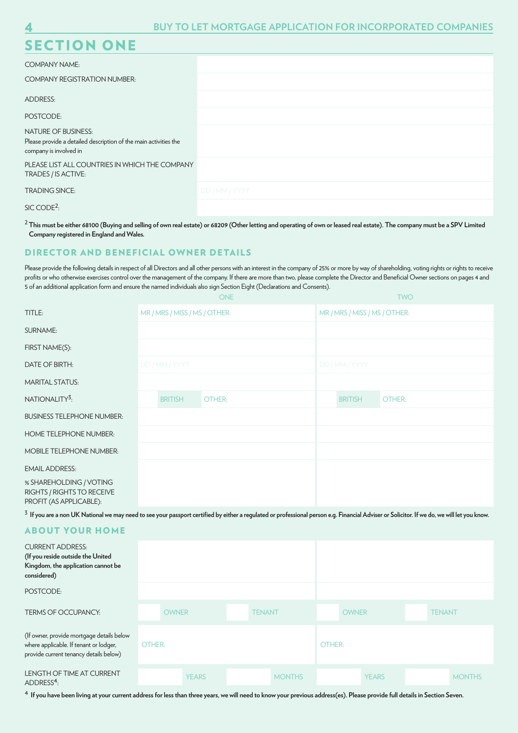# SECTION ONE

| | |
|---|---|
| COMPANY NAME: | |
| COMPANY REGISTRATION NUMBER: | |
| ADDRESS: | |
| POSTCODE: | |
| NATURE OF BUSINESS: Please provide a detailed description of the main activities the company is involved in | |
| PLEASE LIST ALL COUNTRIES IN WHICH THE COMPANY TRADES / IS ACTIVE: | |
| TRADING SINCE: | DD / MM / YYYY |
| SIC CODE[2]: | |

[2] **This must be either 68100 (Buying and selling of own real estate) or 68209 (Other letting and operating of own or leased real estate). The company must be a SPV Limited Company registered in England and Wales.**

## DIRECTOR AND BENEFICIAL OWNER DETAILS

Please provide the following details in respect of all Directors and all other persons with an interest in the company of 25% or more by way of shareholding, voting rights or rights to receive profits or who otherwise exercises control over the management of the company. If there are more than two, please complete the Director and Beneficial Owner sections on pages 4 and 5 of an additional application form and ensure the named individuals also sign Section Eight (Declarations and Consents).

| | ONE | TWO |
|---|---|---|
| TITLE: | MR / MRS / MISS / MS / OTHER: | MR / MRS / MISS / MS / OTHER: |
| SURNAME: | | |
| FIRST NAME(S): | | |
| DATE OF BIRTH: | DD / MM / YYYY | DD / MM / YYYY |
| MARITAL STATUS: | | |
| NATIONALITY[3]: | BRITISH / OTHER: | BRITISH / OTHER: |
| BUSINESS TELEPHONE NUMBER: | | |
| HOME TELEPHONE NUMBER: | | |
| MOBILE TELEPHONE NUMBER: | | |
| EMAIL ADDRESS: | | |
| % SHAREHOLDING / VOTING RIGHTS / RIGHTS TO RECEIVE PROFIT (AS APPLICABLE): | | |

[3] **If you are a non UK National we may need to see your passport certified by either a regulated or professional person e.g. Financial Adviser or Solicitor. If we do, we will let you know.**

## ABOUT YOUR HOME

| | ONE | TWO |
|---|---|---|
| CURRENT ADDRESS: **(If you reside outside the United Kingdom, the application cannot be considered)** | | |
| POSTCODE: | | |
| TERMS OF OCCUPANCY: | OWNER / TENANT | OWNER / TENANT |
| (If owner, provide mortgage details below where applicable. If tenant or lodger, provide current tenancy details below) | OTHER: | OTHER: |
| LENGTH OF TIME AT CURRENT ADDRESS[4]: | YEARS / MONTHS | YEARS / MONTHS |

[4] **If you have been living at your current address for less than three years, we will need to know your previous address(es). Please provide full details in Section Seven.**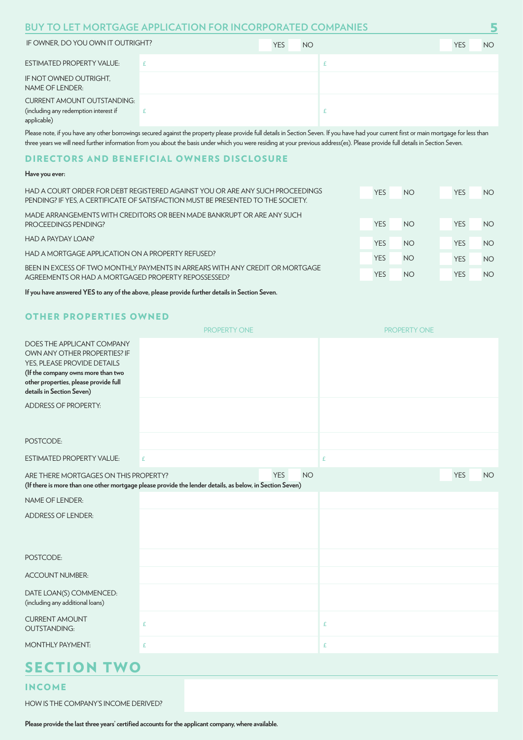| IF OWNER, DO YOU OWN IT OUTRIGHT? | YES NO | YES NO |
|---|---|---|
| ESTIMATED PROPERTY VALUE: | £ | £ |
| IF NOT OWNED OUTRIGHT, NAME OF LENDER: | | |
| CURRENT AMOUNT OUTSTANDING: (including any redemption interest if applicable) | £ | £ |

Please note, if you have any other borrowings secured against the property please provide full details in Section Seven. If you have had your current first or main mortgage for less than three years we will need further information from you about the basis under which you were residing at your previous address(es). Please provide full details in Section Seven.

## DIRECTORS AND BENEFICIAL OWNERS DISCLOSURE

**Have you ever:**

| | | |
|---|---|---|
| HAD A COURT ORDER FOR DEBT REGISTERED AGAINST YOU OR ARE ANY SUCH PROCEEDINGS PENDING? IF YES, A CERTIFICATE OF SATISFACTION MUST BE PRESENTED TO THE SOCIETY. | YES NO | YES NO |
| MADE ARRANGEMENTS WITH CREDITORS OR BEEN MADE BANKRUPT OR ARE ANY SUCH PROCEEDINGS PENDING? | YES NO | YES NO |
| HAD A PAYDAY LOAN? | YES NO | YES NO |
| HAD A MORTGAGE APPLICATION ON A PROPERTY REFUSED? | YES NO | YES NO |
| BEEN IN EXCESS OF TWO MONTHLY PAYMENTS IN ARREARS WITH ANY CREDIT OR MORTGAGE AGREEMENTS OR HAD A MORTGAGED PROPERTY REPOSSESSED? | YES NO | YES NO |

**If you have answered YES to any of the above, please provide further details in Section Seven.**

## OTHER PROPERTIES OWNED

| | PROPERTY ONE | PROPERTY ONE |
|---|---|---|
| DOES THE APPLICANT COMPANY OWN ANY OTHER PROPERTIES? IF YES, PLEASE PROVIDE DETAILS **(If the company owns more than two other properties, please provide full details in Section Seven)** | | |
| ADDRESS OF PROPERTY: | | |
| POSTCODE: | | |
| ESTIMATED PROPERTY VALUE: | £ | £ |
| ARE THERE MORTGAGES ON THIS PROPERTY? **(If there is more than one other mortgage please provide the lender details, as below, in Section Seven)** | YES NO | YES NO |
| NAME OF LENDER: | | |
| ADDRESS OF LENDER: | | |
| POSTCODE: | | |
| ACCOUNT NUMBER: | | |
| DATE LOAN(S) COMMENCED: (including any additional loans) | | |
| CURRENT AMOUNT OUTSTANDING: | £ | £ |
| MONTHLY PAYMENT: | £ | £ |

# SECTION TWO

## INCOME

| | |
|---|---|
| HOW IS THE COMPANY'S INCOME DERIVED? | |

**Please provide the last three years' certified accounts for the applicant company, where available.**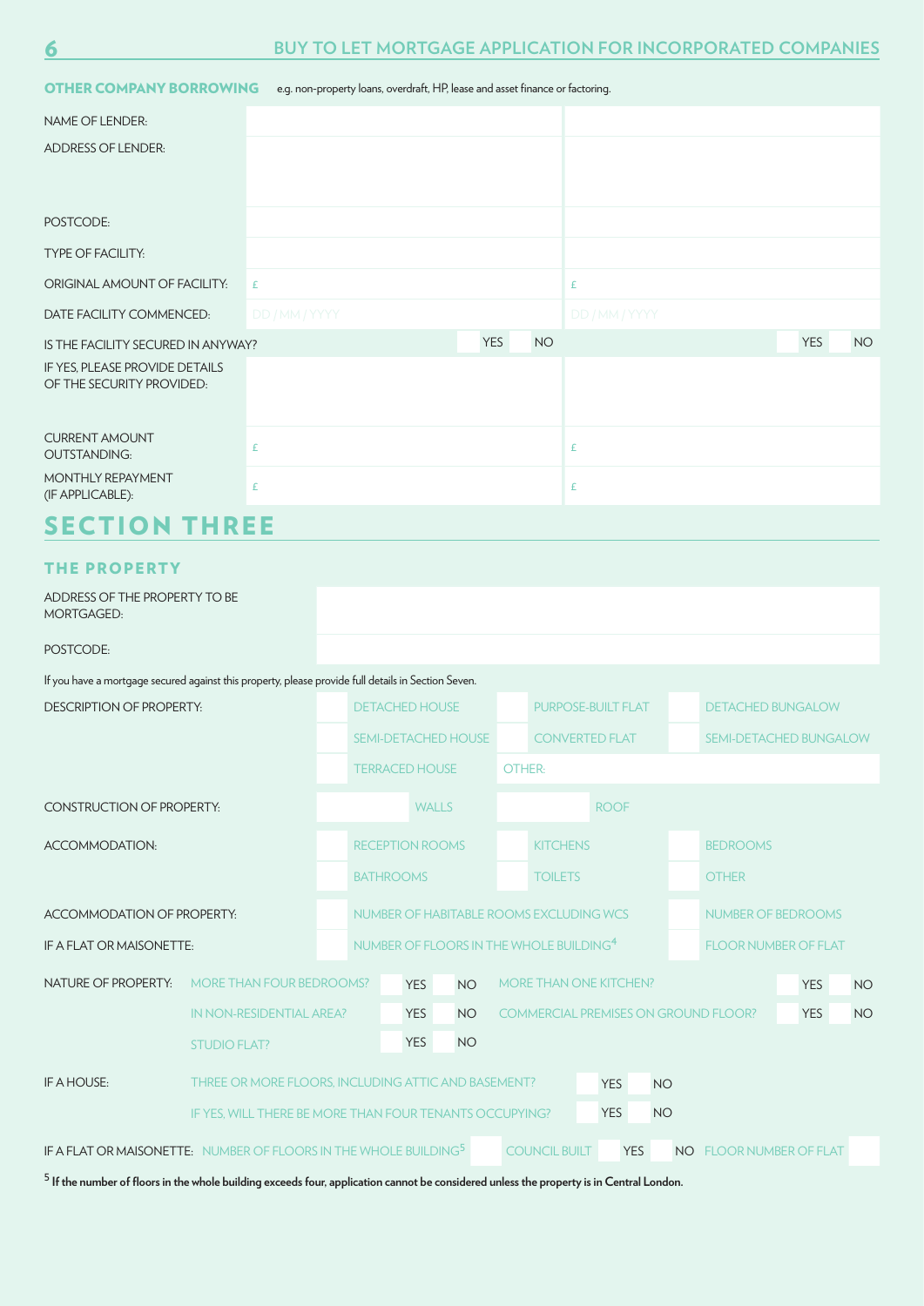## OTHER COMPANY BORROWING

e.g. non-property loans, overdraft, HP, lease and asset finance or factoring.

| | | |
|---|---|---|
| NAME OF LENDER: | | |
| ADDRESS OF LENDER: | | |
| POSTCODE: | | |
| TYPE OF FACILITY: | | |
| ORIGINAL AMOUNT OF FACILITY: | £ | £ |
| DATE FACILITY COMMENCED: | DD / MM / YYYY | DD / MM / YYYY |
| IS THE FACILITY SECURED IN ANYWAY? | YES NO | YES NO |
| IF YES, PLEASE PROVIDE DETAILS OF THE SECURITY PROVIDED: | | |
| CURRENT AMOUNT OUTSTANDING: | £ | £ |
| MONTHLY REPAYMENT (IF APPLICABLE): | £ | £ |

# SECTION THREE

## THE PROPERTY

| | |
|---|---|
| ADDRESS OF THE PROPERTY TO BE MORTGAGED: | |
| POSTCODE: | |

If you have a mortgage secured against this property, please provide full details in Section Seven.

DESCRIPTION OF PROPERTY:

| | | |
|---|---|---|
| DETACHED HOUSE | PURPOSE-BUILT FLAT | DETACHED BUNGALOW |
| SEMI-DETACHED HOUSE | CONVERTED FLAT | SEMI-DETACHED BUNGALOW |
| TERRACED HOUSE | OTHER: | |

CONSTRUCTION OF PROPERTY: WALLS ROOF

ACCOMMODATION:

| | | |
|---|---|---|
| RECEPTION ROOMS | KITCHENS | BEDROOMS |
| BATHROOMS | TOILETS | OTHER |

ACCOMMODATION OF PROPERTY: NUMBER OF HABITABLE ROOMS EXCLUDING WCS | NUMBER OF BEDROOMS

IF A FLAT OR MAISONETTE: NUMBER OF FLOORS IN THE WHOLE BUILDING[4] | FLOOR NUMBER OF FLAT

NATURE OF PROPERTY:

| | | |
|---|---|---|
| MORE THAN FOUR BEDROOMS? | YES NO | |
| MORE THAN ONE KITCHEN? | YES NO | |
| IN NON-RESIDENTIAL AREA? | YES NO | |
| COMMERCIAL PREMISES ON GROUND FLOOR? | YES NO | |
| STUDIO FLAT? | YES NO | |

IF A HOUSE:

| | |
|---|---|
| THREE OR MORE FLOORS, INCLUDING ATTIC AND BASEMENT? | YES NO |
| IF YES, WILL THERE BE MORE THAN FOUR TENANTS OCCUPYING? | YES NO |

IF A FLAT OR MAISONETTE: NUMBER OF FLOORS IN THE WHOLE BUILDING[5] | COUNCIL BUILT YES NO | FLOOR NUMBER OF FLAT

[5] **If the number of floors in the whole building exceeds four, application cannot be considered unless the property is in Central London.**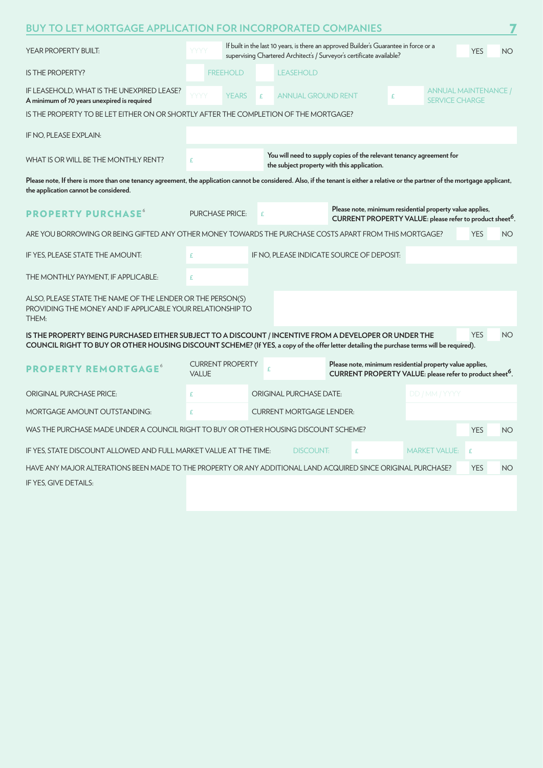## BUY TO LET MORTGAGE APPLICATION FOR INCORPORATED COMPANIES

| | | | |
|---|---|---|---|
| YEAR PROPERTY BUILT: | YYYY | If built in the last 10 years, is there an approved Builder's Guarantee in force or a supervising Chartered Architect's / Surveyor's certificate available? | YES / NO |
| IS THE PROPERTY? | FREEHOLD | LEASEHOLD | |
| IF LEASEHOLD, WHAT IS THE UNEXPIRED LEASE? **A minimum of 70 years unexpired is required** | YYYY YEARS | £ ANNUAL GROUND RENT | £ ANNUAL MAINTENANCE / SERVICE CHARGE |

IS THE PROPERTY TO BE LET EITHER ON OR SHORTLY AFTER THE COMPLETION OF THE MORTGAGE?

IF NO, PLEASE EXPLAIN:

WHAT IS OR WILL BE THE MONTHLY RENT? £

**You will need to supply copies of the relevant tenancy agreement for the subject property with this application.**

**Please note, If there is more than one tenancy agreement, the application cannot be considered. Also, if the tenant is either a relative or the partner of the mortgage applicant, the application cannot be considered.**

### PROPERTY PURCHASE[6]

PURCHASE PRICE: £

**Please note, minimum residential property value applies, CURRENT PROPERTY VALUE: please refer to product sheet[6].**

ARE YOU BORROWING OR BEING GIFTED ANY OTHER MONEY TOWARDS THE PURCHASE COSTS APART FROM THIS MORTGAGE? YES / NO

IF YES, PLEASE STATE THE AMOUNT: £

IF NO, PLEASE INDICATE SOURCE OF DEPOSIT:

THE MONTHLY PAYMENT, IF APPLICABLE: £

ALSO, PLEASE STATE THE NAME OF THE LENDER OR THE PERSON(S) PROVIDING THE MONEY AND IF APPLICABLE YOUR RELATIONSHIP TO THEM:

**IS THE PROPERTY BEING PURCHASED EITHER SUBJECT TO A DISCOUNT / INCENTIVE FROM A DEVELOPER OR UNDER THE COUNCIL RIGHT TO BUY OR OTHER HOUSING DISCOUNT SCHEME? (If YES, a copy of the offer letter detailing the purchase terms will be required).** YES / NO

### PROPERTY REMORTGAGE[6]

CURRENT PROPERTY VALUE £

**Please note, minimum residential property value applies, CURRENT PROPERTY VALUE: please refer to product sheet[6].**

| | | | |
|---|---|---|---|
| ORIGINAL PURCHASE PRICE: | £ | ORIGINAL PURCHASE DATE: | DD / MM / YYYY |
| MORTGAGE AMOUNT OUTSTANDING: | £ | CURRENT MORTGAGE LENDER: | |

WAS THE PURCHASE MADE UNDER A COUNCIL RIGHT TO BUY OR OTHER HOUSING DISCOUNT SCHEME? YES / NO

IF YES, STATE DISCOUNT ALLOWED AND FULL MARKET VALUE AT THE TIME: DISCOUNT: £ MARKET VALUE: £

HAVE ANY MAJOR ALTERATIONS BEEN MADE TO THE PROPERTY OR ANY ADDITIONAL LAND ACQUIRED SINCE ORIGINAL PURCHASE? YES / NO

IF YES, GIVE DETAILS: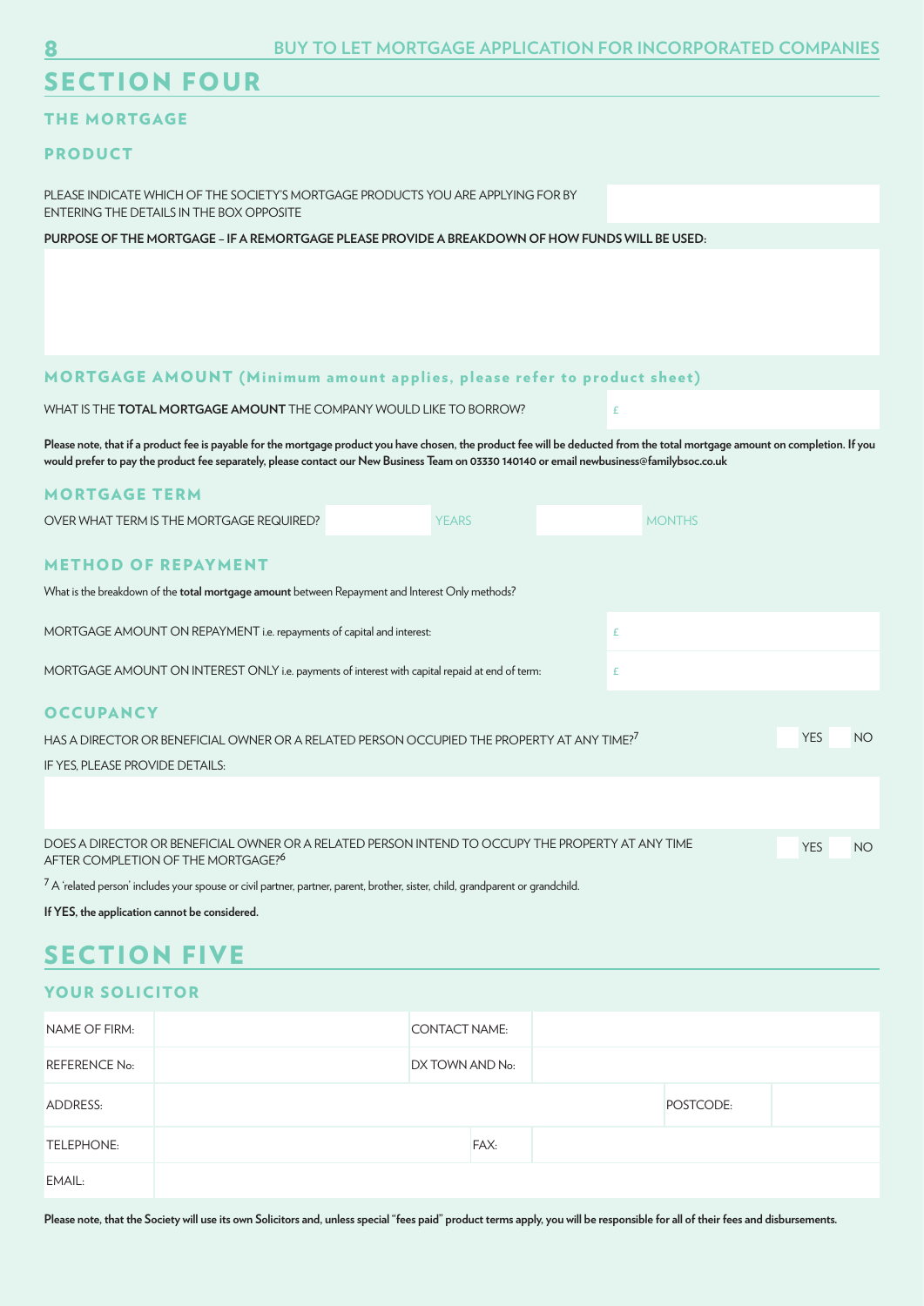# SECTION FOUR

## THE MORTGAGE

### PRODUCT

PLEASE INDICATE WHICH OF THE SOCIETY'S MORTGAGE PRODUCTS YOU ARE APPLYING FOR BY ENTERING THE DETAILS IN THE BOX OPPOSITE

**PURPOSE OF THE MORTGAGE – IF A REMORTGAGE PLEASE PROVIDE A BREAKDOWN OF HOW FUNDS WILL BE USED:**

### MORTGAGE AMOUNT (Minimum amount applies, please refer to product sheet)

WHAT IS THE **TOTAL MORTGAGE AMOUNT** THE COMPANY WOULD LIKE TO BORROW? £

**Please note, that if a product fee is payable for the mortgage product you have chosen, the product fee will be deducted from the total mortgage amount on completion. If you would prefer to pay the product fee separately, please contact our New Business Team on 03330 140140 or email newbusiness@familybsoc.co.uk**

### MORTGAGE TERM

OVER WHAT TERM IS THE MORTGAGE REQUIRED? YEARS MONTHS

### METHOD OF REPAYMENT

What is the breakdown of the **total mortgage amount** between Repayment and Interest Only methods?

MORTGAGE AMOUNT ON REPAYMENT i.e. repayments of capital and interest: £

MORTGAGE AMOUNT ON INTEREST ONLY i.e. payments of interest with capital repaid at end of term: £

### OCCUPANCY

HAS A DIRECTOR OR BENEFICIAL OWNER OR A RELATED PERSON OCCUPIED THE PROPERTY AT ANY TIME?[7] YES NO

IF YES, PLEASE PROVIDE DETAILS:

DOES A DIRECTOR OR BENEFICIAL OWNER OR A RELATED PERSON INTEND TO OCCUPY THE PROPERTY AT ANY TIME AFTER COMPLETION OF THE MORTGAGE?[6] YES NO

[7] A 'related person' includes your spouse or civil partner, partner, parent, brother, sister, child, grandparent or grandchild.

**If YES, the application cannot be considered.**

# SECTION FIVE

## YOUR SOLICITOR

| NAME OF FIRM: | | CONTACT NAME: | |
|---|---|---|---|
| REFERENCE No: | | DX TOWN AND No: | |
| ADDRESS: | | POSTCODE: | |
| TELEPHONE: | | FAX: | |
| EMAIL: | | | |

**Please note, that the Society will use its own Solicitors and, unless special "fees paid" product terms apply, you will be responsible for all of their fees and disbursements.**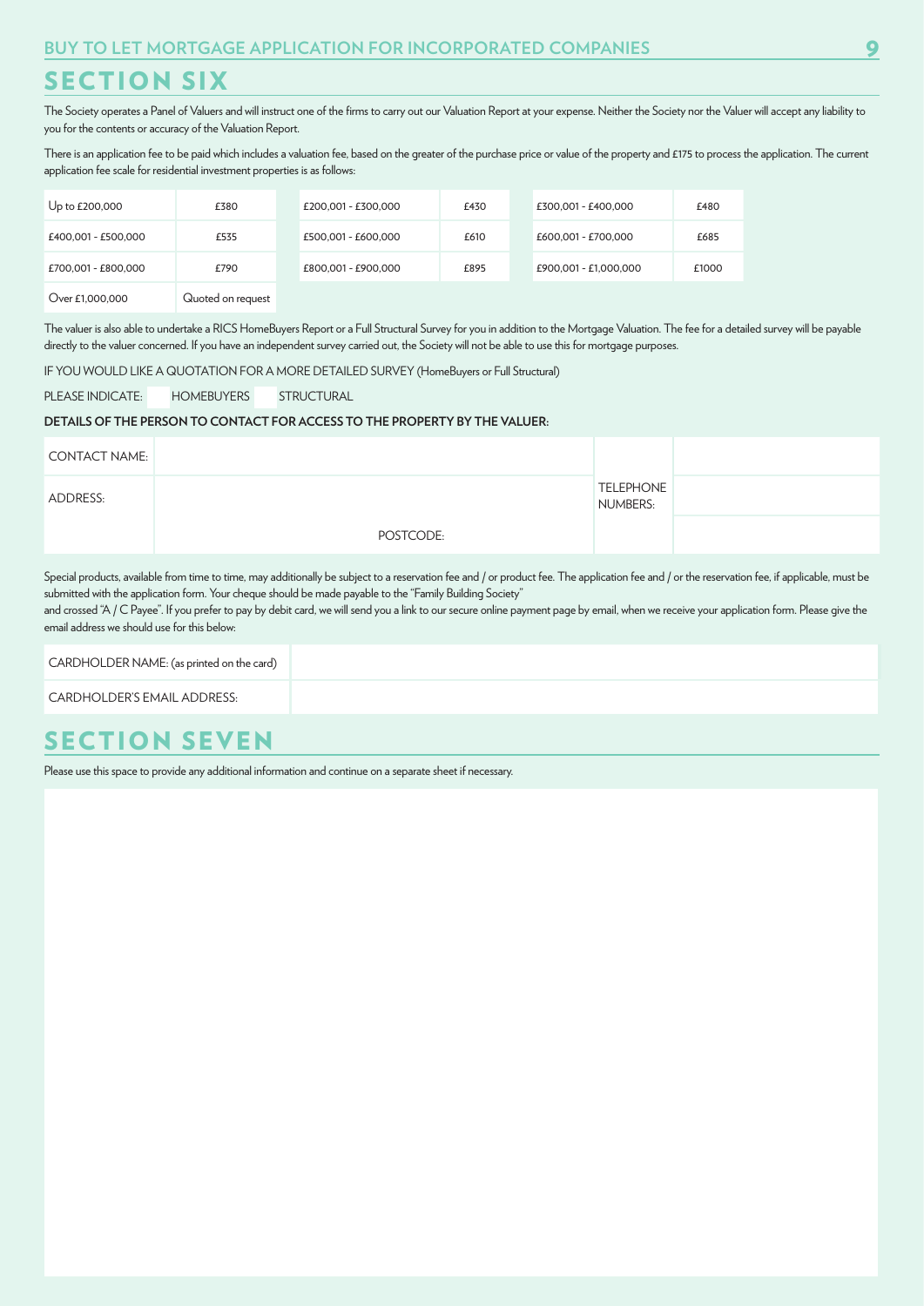## SECTION SIX

The Society operates a Panel of Valuers and will instruct one of the firms to carry out our Valuation Report at your expense. Neither the Society nor the Valuer will accept any liability to you for the contents or accuracy of the Valuation Report.

There is an application fee to be paid which includes a valuation fee, based on the greater of the purchase price or value of the property and £175 to process the application. The current application fee scale for residential investment properties is as follows:

| | | | | | |
|---|---|---|---|---|---|
| Up to £200,000 | £380 | £200,001 - £300,000 | £430 | £300,001 - £400,000 | £480 |
| £400,001 - £500,000 | £535 | £500,001 - £600,000 | £610 | £600,001 - £700,000 | £685 |
| £700,001 - £800,000 | £790 | £800,001 - £900,000 | £895 | £900,001 - £1,000,000 | £1000 |
| Over £1,000,000 | Quoted on request | | | | |

The valuer is also able to undertake a RICS HomeBuyers Report or a Full Structural Survey for you in addition to the Mortgage Valuation. The fee for a detailed survey will be payable directly to the valuer concerned. If you have an independent survey carried out, the Society will not be able to use this for mortgage purposes.

IF YOU WOULD LIKE A QUOTATION FOR A MORE DETAILED SURVEY (HomeBuyers or Full Structural)

PLEASE INDICATE: ☐ HOMEBUYERS ☐ STRUCTURAL

**DETAILS OF THE PERSON TO CONTACT FOR ACCESS TO THE PROPERTY BY THE VALUER:**

| | | | |
|---|---|---|---|
| CONTACT NAME: | | TELEPHONE NUMBERS: | |
| ADDRESS: | | | |
| | POSTCODE: | | |

Special products, available from time to time, may additionally be subject to a reservation fee and / or product fee. The application fee and / or the reservation fee, if applicable, must be submitted with the application form. Your cheque should be made payable to the "Family Building Society"
and crossed "A / C Payee". If you prefer to pay by debit card, we will send you a link to our secure online payment page by email, when we receive your application form. Please give the email address we should use for this below:

| | |
|---|---|
| CARDHOLDER NAME: (as printed on the card) | |
| CARDHOLDER'S EMAIL ADDRESS: | |

## SECTION SEVEN

Please use this space to provide any additional information and continue on a separate sheet if necessary.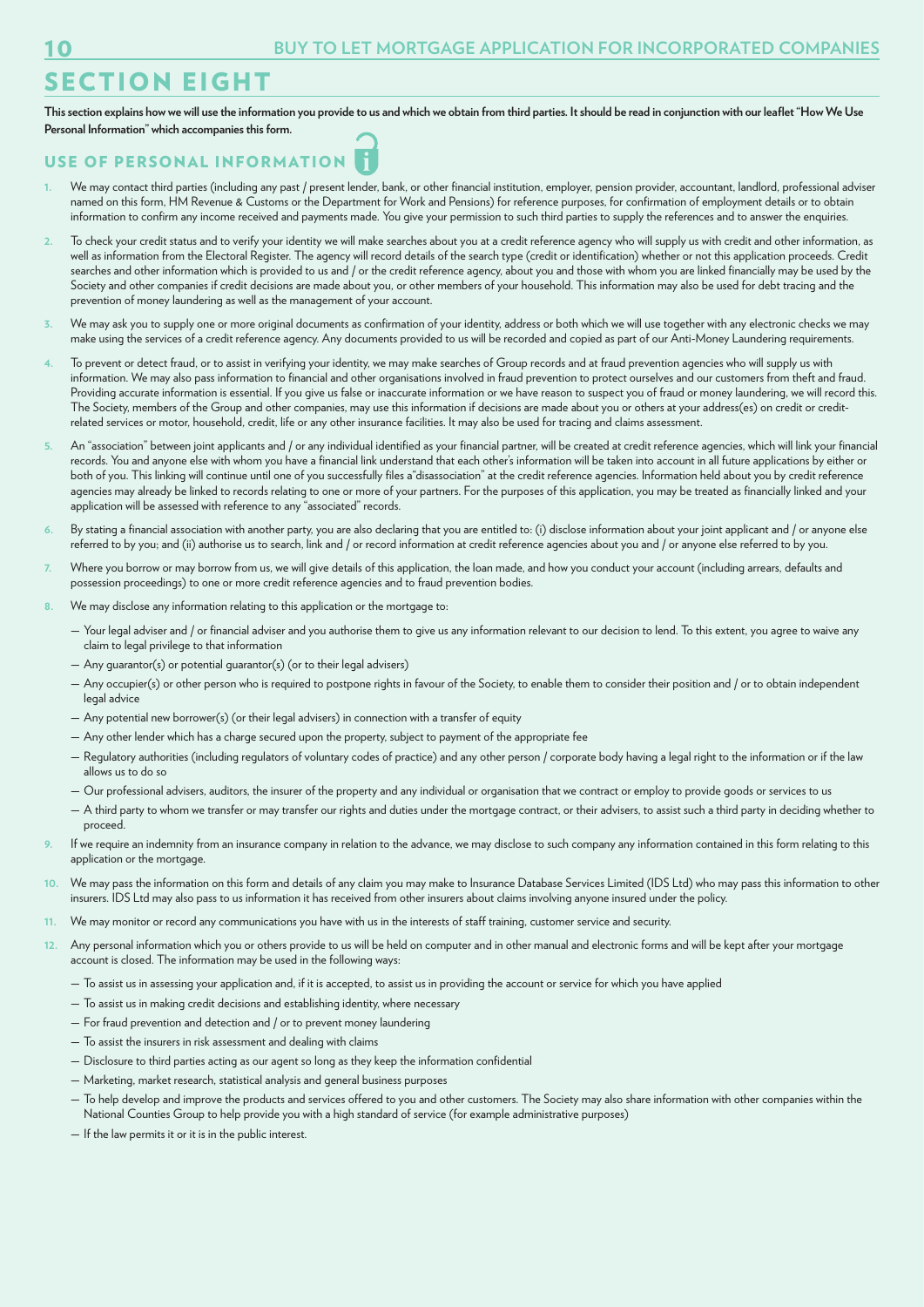# SECTION EIGHT

**This section explains how we will use the information you provide to us and which we obtain from third parties. It should be read in conjunction with our leaflet "How We Use Personal Information" which accompanies this form.**

## USE OF PERSONAL INFORMATION

1. We may contact third parties (including any past / present lender, bank, or other financial institution, employer, pension provider, accountant, landlord, professional adviser named on this form, HM Revenue & Customs or the Department for Work and Pensions) for reference purposes, for confirmation of employment details or to obtain information to confirm any income received and payments made. You give your permission to such third parties to supply the references and to answer the enquiries.

2. To check your credit status and to verify your identity we will make searches about you at a credit reference agency who will supply us with credit and other information, as well as information from the Electoral Register. The agency will record details of the search type (credit or identification) whether or not this application proceeds. Credit searches and other information which is provided to us and / or the credit reference agency, about you and those with whom you are linked financially may be used by the Society and other companies if credit decisions are made about you, or other members of your household. This information may also be used for debt tracing and the prevention of money laundering as well as the management of your account.

3. We may ask you to supply one or more original documents as confirmation of your identity, address or both which we will use together with any electronic checks we may make using the services of a credit reference agency. Any documents provided to us will be recorded and copied as part of our Anti-Money Laundering requirements.

4. To prevent or detect fraud, or to assist in verifying your identity, we may make searches of Group records and at fraud prevention agencies who will supply us with information. We may also pass information to financial and other organisations involved in fraud prevention to protect ourselves and our customers from theft and fraud. Providing accurate information is essential. If you give us false or inaccurate information or we have reason to suspect you of fraud or money laundering, we will record this. The Society, members of the Group and other companies, may use this information if decisions are made about you or others at your address(es) on credit or credit-related services or motor, household, credit, life or any other insurance facilities. It may also be used for tracing and claims assessment.

5. An "association" between joint applicants and / or any individual identified as your financial partner, will be created at credit reference agencies, which will link your financial records. You and anyone else with whom you have a financial link understand that each other's information will be taken into account in all future applications by either or both of you. This linking will continue until one of you successfully files a"disassociation" at the credit reference agencies. Information held about you by credit reference agencies may already be linked to records relating to one or more of your partners. For the purposes of this application, you may be treated as financially linked and your application will be assessed with reference to any "associated" records.

6. By stating a financial association with another party, you are also declaring that you are entitled to: (i) disclose information about your joint applicant and / or anyone else referred to by you; and (ii) authorise us to search, link and / or record information at credit reference agencies about you and / or anyone else referred to by you.

7. Where you borrow or may borrow from us, we will give details of this application, the loan made, and how you conduct your account (including arrears, defaults and possession proceedings) to one or more credit reference agencies and to fraud prevention bodies.

8. We may disclose any information relating to this application or the mortgage to:
   - Your legal adviser and / or financial adviser and you authorise them to give us any information relevant to our decision to lend. To this extent, you agree to waive any claim to legal privilege to that information
   - Any guarantor(s) or potential guarantor(s) (or to their legal advisers)
   - Any occupier(s) or other person who is required to postpone rights in favour of the Society, to enable them to consider their position and / or to obtain independent legal advice
   - Any potential new borrower(s) (or their legal advisers) in connection with a transfer of equity
   - Any other lender which has a charge secured upon the property, subject to payment of the appropriate fee
   - Regulatory authorities (including regulators of voluntary codes of practice) and any other person / corporate body having a legal right to the information or if the law allows us to do so
   - Our professional advisers, auditors, the insurer of the property and any individual or organisation that we contract or employ to provide goods or services to us
   - A third party to whom we transfer or may transfer our rights and duties under the mortgage contract, or their advisers, to assist such a third party in deciding whether to proceed.

9. If we require an indemnity from an insurance company in relation to the advance, we may disclose to such company any information contained in this form relating to this application or the mortgage.

10. We may pass the information on this form and details of any claim you may make to Insurance Database Services Limited (IDS Ltd) who may pass this information to other insurers. IDS Ltd may also pass to us information it has received from other insurers about claims involving anyone insured under the policy.

11. We may monitor or record any communications you have with us in the interests of staff training, customer service and security.

12. Any personal information which you or others provide to us will be held on computer and in other manual and electronic forms and will be kept after your mortgage account is closed. The information may be used in the following ways:
   - To assist us in assessing your application and, if it is accepted, to assist us in providing the account or service for which you have applied
   - To assist us in making credit decisions and establishing identity, where necessary
   - For fraud prevention and detection and / or to prevent money laundering
   - To assist the insurers in risk assessment and dealing with claims
   - Disclosure to third parties acting as our agent so long as they keep the information confidential
   - Marketing, market research, statistical analysis and general business purposes
   - To help develop and improve the products and services offered to you and other customers. The Society may also share information with other companies within the National Counties Group to help provide you with a high standard of service (for example administrative purposes)
   - If the law permits it or it is in the public interest.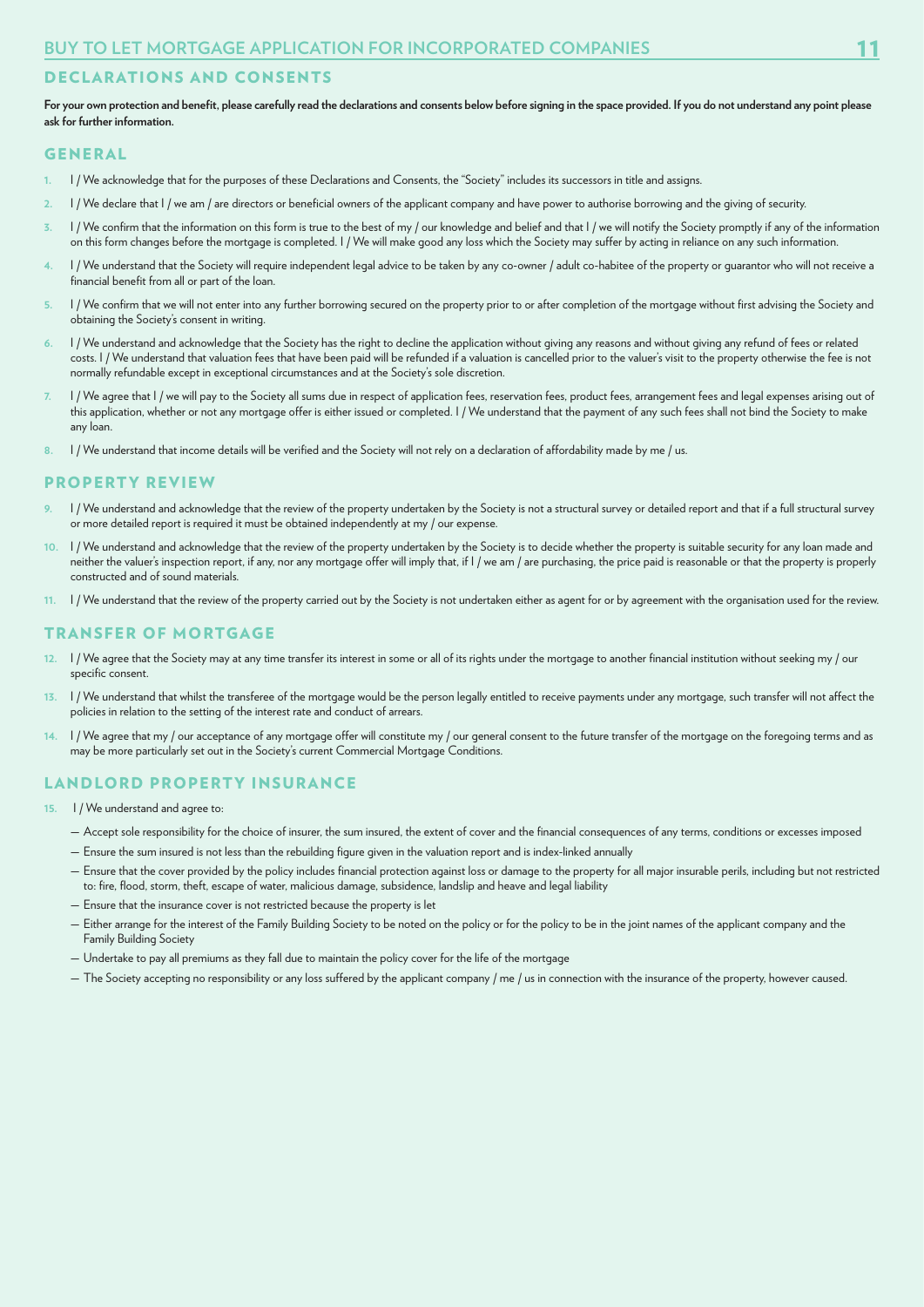# BUY TO LET MORTGAGE APPLICATION FOR INCORPORATED COMPANIES

## DECLARATIONS AND CONSENTS

**For your own protection and benefit, please carefully read the declarations and consents below before signing in the space provided. If you do not understand any point please ask for further information.**

### GENERAL

1. I / We acknowledge that for the purposes of these Declarations and Consents, the "Society" includes its successors in title and assigns.
2. I / We declare that I / we am / are directors or beneficial owners of the applicant company and have power to authorise borrowing and the giving of security.
3. I / We confirm that the information on this form is true to the best of my / our knowledge and belief and that I / we will notify the Society promptly if any of the information on this form changes before the mortgage is completed. I / We will make good any loss which the Society may suffer by acting in reliance on any such information.
4. I / We understand that the Society will require independent legal advice to be taken by any co-owner / adult co-habitee of the property or guarantor who will not receive a financial benefit from all or part of the loan.
5. I / We confirm that we will not enter into any further borrowing secured on the property prior to or after completion of the mortgage without first advising the Society and obtaining the Society's consent in writing.
6. I / We understand and acknowledge that the Society has the right to decline the application without giving any reasons and without giving any refund of fees or related costs. I / We understand that valuation fees that have been paid will be refunded if a valuation is cancelled prior to the valuer's visit to the property otherwise the fee is not normally refundable except in exceptional circumstances and at the Society's sole discretion.
7. I / We agree that I / we will pay to the Society all sums due in respect of application fees, reservation fees, product fees, arrangement fees and legal expenses arising out of this application, whether or not any mortgage offer is either issued or completed. I / We understand that the payment of any such fees shall not bind the Society to make any loan.
8. I / We understand that income details will be verified and the Society will not rely on a declaration of affordability made by me / us.

### PROPERTY REVIEW

9. I / We understand and acknowledge that the review of the property undertaken by the Society is not a structural survey or detailed report and that if a full structural survey or more detailed report is required it must be obtained independently at my / our expense.
10. I / We understand and acknowledge that the review of the property undertaken by the Society is to decide whether the property is suitable security for any loan made and neither the valuer's inspection report, if any, nor any mortgage offer will imply that, if I / we am / are purchasing, the price paid is reasonable or that the property is properly constructed and of sound materials.
11. I / We understand that the review of the property carried out by the Society is not undertaken either as agent for or by agreement with the organisation used for the review.

### TRANSFER OF MORTGAGE

12. I / We agree that the Society may at any time transfer its interest in some or all of its rights under the mortgage to another financial institution without seeking my / our specific consent.
13. I / We understand that whilst the transferee of the mortgage would be the person legally entitled to receive payments under any mortgage, such transfer will not affect the policies in relation to the setting of the interest rate and conduct of arrears.
14. I / We agree that my / our acceptance of any mortgage offer will constitute my / our general consent to the future transfer of the mortgage on the foregoing terms and as may be more particularly set out in the Society's current Commercial Mortgage Conditions.

### LANDLORD PROPERTY INSURANCE

15. I / We understand and agree to:
    - Accept sole responsibility for the choice of insurer, the sum insured, the extent of cover and the financial consequences of any terms, conditions or excesses imposed
    - Ensure the sum insured is not less than the rebuilding figure given in the valuation report and is index-linked annually
    - Ensure that the cover provided by the policy includes financial protection against loss or damage to the property for all major insurable perils, including but not restricted to: fire, flood, storm, theft, escape of water, malicious damage, subsidence, landslip and heave and legal liability
    - Ensure that the insurance cover is not restricted because the property is let
    - Either arrange for the interest of the Family Building Society to be noted on the policy or for the policy to be in the joint names of the applicant company and the Family Building Society
    - Undertake to pay all premiums as they fall due to maintain the policy cover for the life of the mortgage
    - The Society accepting no responsibility or any loss suffered by the applicant company / me / us in connection with the insurance of the property, however caused.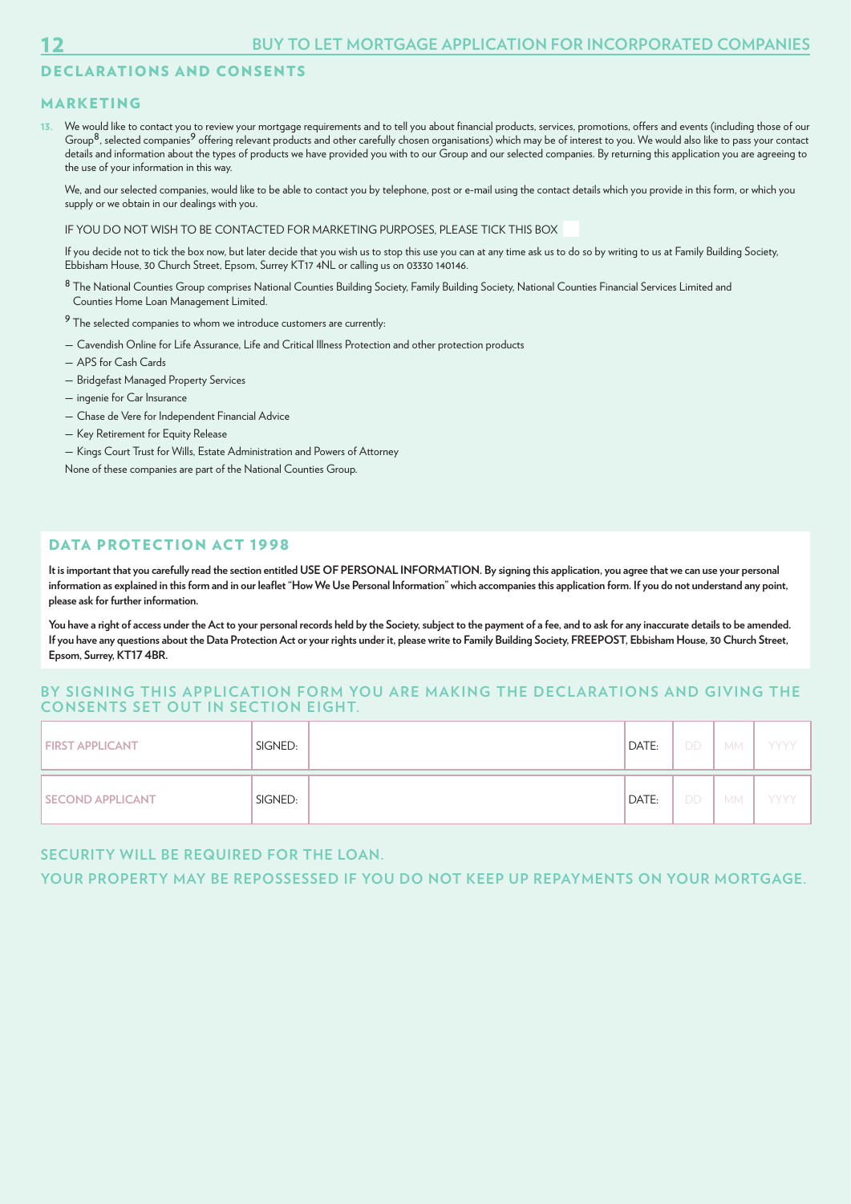## DECLARATIONS AND CONSENTS

### MARKETING

13. We would like to contact you to review your mortgage requirements and to tell you about financial products, services, promotions, offers and events (including those of our Group[8], selected companies[9] offering relevant products and other carefully chosen organisations) which may be of interest to you. We would also like to pass your contact details and information about the types of products we have provided you with to our Group and our selected companies. By returning this application you are agreeing to the use of your information in this way.

We, and our selected companies, would like to be able to contact you by telephone, post or e-mail using the contact details which you provide in this form, or which you supply or we obtain in our dealings with you.

IF YOU DO NOT WISH TO BE CONTACTED FOR MARKETING PURPOSES, PLEASE TICK THIS BOX ☐

If you decide not to tick the box now, but later decide that you wish us to stop this use you can at any time ask us to do so by writing to us at Family Building Society, Ebbisham House, 30 Church Street, Epsom, Surrey KT17 4NL or calling us on 03330 140146.

[8] The National Counties Group comprises National Counties Building Society, Family Building Society, National Counties Financial Services Limited and Counties Home Loan Management Limited.

[9] The selected companies to whom we introduce customers are currently:

- Cavendish Online for Life Assurance, Life and Critical Illness Protection and other protection products
- APS for Cash Cards
- Bridgefast Managed Property Services
- ingenie for Car Insurance
- Chase de Vere for Independent Financial Advice
- Key Retirement for Equity Release
- Kings Court Trust for Wills, Estate Administration and Powers of Attorney

None of these companies are part of the National Counties Group.

### DATA PROTECTION ACT 1998

**It is important that you carefully read the section entitled USE OF PERSONAL INFORMATION. By signing this application, you agree that we can use your personal information as explained in this form and in our leaflet "How We Use Personal Information" which accompanies this application form. If you do not understand any point, please ask for further information.**

**You have a right of access under the Act to your personal records held by the Society, subject to the payment of a fee, and to ask for any inaccurate details to be amended. If you have any questions about the Data Protection Act or your rights under it, please write to Family Building Society, FREEPOST, Ebbisham House, 30 Church Street, Epsom, Surrey, KT17 4BR.**

### BY SIGNING THIS APPLICATION FORM YOU ARE MAKING THE DECLARATIONS AND GIVING THE CONSENTS SET OUT IN SECTION EIGHT.

| | | | | | | |
|---|---|---|---|---|---|---|
| FIRST APPLICANT | SIGNED: | | DATE: | DD | MM | YYYY |
| SECOND APPLICANT | SIGNED: | | DATE: | DD | MM | YYYY |

### SECURITY WILL BE REQUIRED FOR THE LOAN.

### YOUR PROPERTY MAY BE REPOSSESSED IF YOU DO NOT KEEP UP REPAYMENTS ON YOUR MORTGAGE.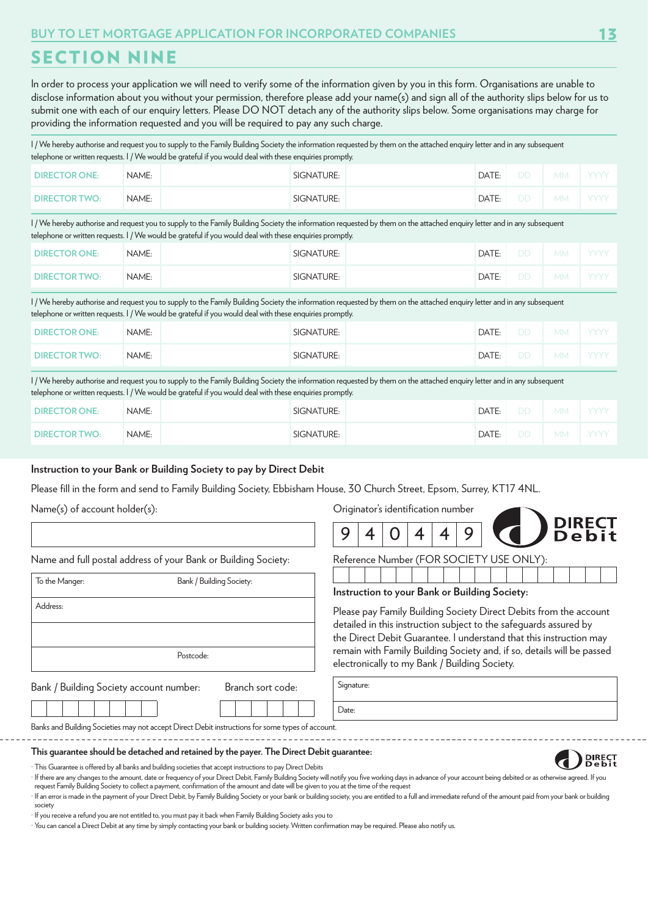# SECTION NINE

In order to process your application we will need to verify some of the information given by you in this form. Organisations are unable to disclose information about you without your permission, therefore please add your name(s) and sign all of the authority slips below for us to submit one with each of our enquiry letters. Please DO NOT detach any of the authority slips below. Some organisations may charge for providing the information requested and you will be required to pay any such charge.

I / We hereby authorise and request you to supply to the Family Building Society the information requested by them on the attached enquiry letter and in any subsequent telephone or written requests. I / We would be grateful if you would deal with these enquiries promptly.

| | | | | | | | | |
|---|---|---|---|---|---|---|---|---|
| DIRECTOR ONE: | NAME: | | SIGNATURE: | | DATE: | DD | MM | YYYY |
| DIRECTOR TWO: | NAME: | | SIGNATURE: | | DATE: | DD | MM | YYYY |

I / We hereby authorise and request you to supply to the Family Building Society the information requested by them on the attached enquiry letter and in any subsequent telephone or written requests. I / We would be grateful if you would deal with these enquiries promptly.

| | | | | | | | | |
|---|---|---|---|---|---|---|---|---|
| DIRECTOR ONE: | NAME: | | SIGNATURE: | | DATE: | DD | MM | YYYY |
| DIRECTOR TWO: | NAME: | | SIGNATURE: | | DATE: | DD | MM | YYYY |

I / We hereby authorise and request you to supply to the Family Building Society the information requested by them on the attached enquiry letter and in any subsequent telephone or written requests. I / We would be grateful if you would deal with these enquiries promptly.

| | | | | | | | | |
|---|---|---|---|---|---|---|---|---|
| DIRECTOR ONE: | NAME: | | SIGNATURE: | | DATE: | DD | MM | YYYY |
| DIRECTOR TWO: | NAME: | | SIGNATURE: | | DATE: | DD | MM | YYYY |

I / We hereby authorise and request you to supply to the Family Building Society the information requested by them on the attached enquiry letter and in any subsequent telephone or written requests. I / We would be grateful if you would deal with these enquiries promptly.

| | | | | | | | | |
|---|---|---|---|---|---|---|---|---|
| DIRECTOR ONE: | NAME: | | SIGNATURE: | | DATE: | DD | MM | YYYY |
| DIRECTOR TWO: | NAME: | | SIGNATURE: | | DATE: | DD | MM | YYYY |

**Instruction to your Bank or Building Society to pay by Direct Debit**

Please fill in the form and send to Family Building Society, Ebbisham House, 30 Church Street, Epsom, Surrey, KT17 4NL.

Name(s) of account holder(s):

Name and full postal address of your Bank or Building Society:

| | |
|---|---|
| To the Manger: | Bank / Building Society: |
| Address: | |
| | |
| | Postcode: |

Bank / Building Society account number:

Branch sort code:

Originator's identification number

| 9 | 4 | 0 | 4 | 4 | 9 |
|---|---|---|---|---|---|

DIRECT Debit

Reference Number (FOR SOCIETY USE ONLY):

**Instruction to your Bank or Building Society:**

Please pay Family Building Society Direct Debits from the account detailed in this instruction subject to the safeguards assured by the Direct Debit Guarantee. I understand that this instruction may remain with Family Building Society and, if so, details will be passed electronically to my Bank / Building Society.

| |
|---|
| Signature: |
| Date: |

Banks and Building Societies may not accept Direct Debit instructions for some types of account.

**This guarantee should be detached and retained by the payer. The Direct Debit guarantee:**

- This Guarantee is offered by all banks and building societies that accept instructions to pay Direct Debits
- If there are any changes to the amount, date or frequency of your Direct Debit, Family Building Society will notify you five working days in advance of your account being debited or as otherwise agreed. If you request Family Building Society to collect a payment, confirmation of the amount and date will be given to you at the time of the request
- If an error is made in the payment of your Direct Debit, by Family Building Society or your bank or building society, you are entitled to a full and immediate refund of the amount paid from your bank or building society
- If you receive a refund you are not entitled to, you must pay it back when Family Building Society asks you to
- You can cancel a Direct Debit at any time by simply contacting your bank or building society. Written confirmation may be required. Please also notify us.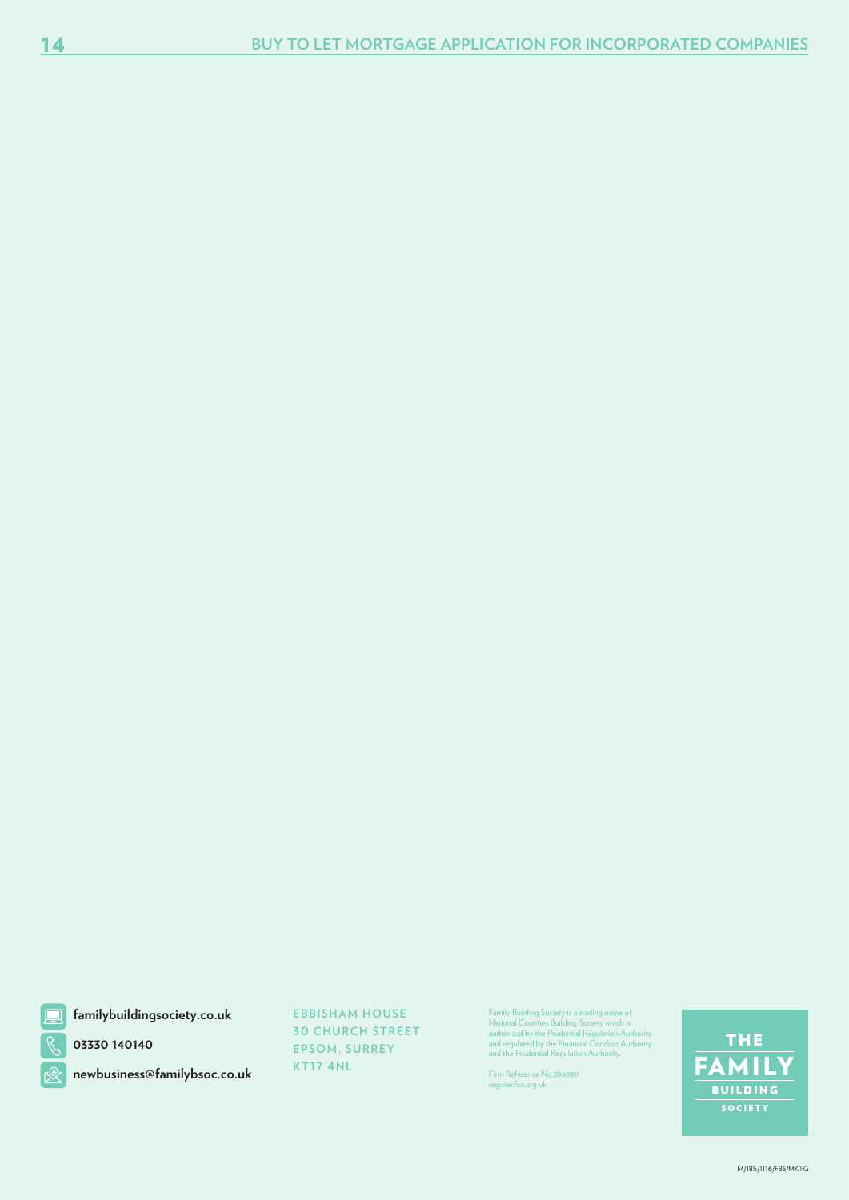familybuildingsociety.co.uk

03330 140140

newbusiness@familybsoc.co.uk

EBBISHAM HOUSE
30 CHURCH STREET
EPSOM, SURREY
KT17 4NL

Family Building Society is a trading name of National Counties Building Society which is authorised by the Prudential Regulation Authority and regulated by the Financial Conduct Authority and the Prudential Regulation Authority.

Firm Reference No.206080
register.fca.org.uk

THE FAMILY BUILDING SOCIETY

M/185/1116/FBS/MKTG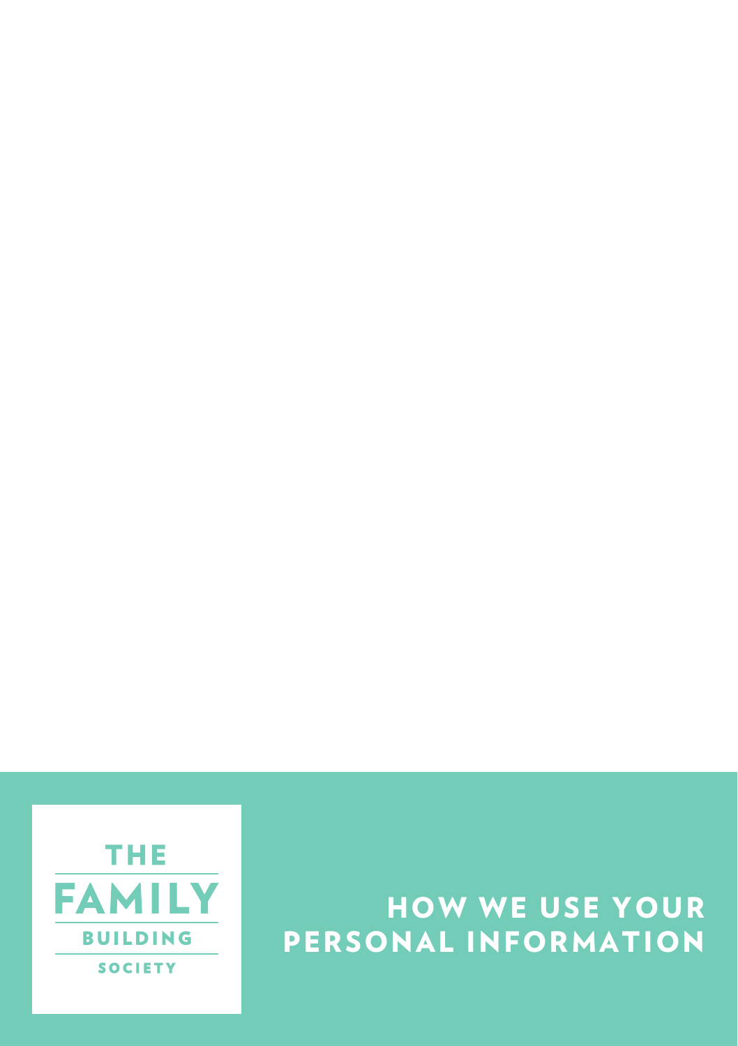THE FAMILY BUILDING SOCIETY

# HOW WE USE YOUR PERSONAL INFORMATION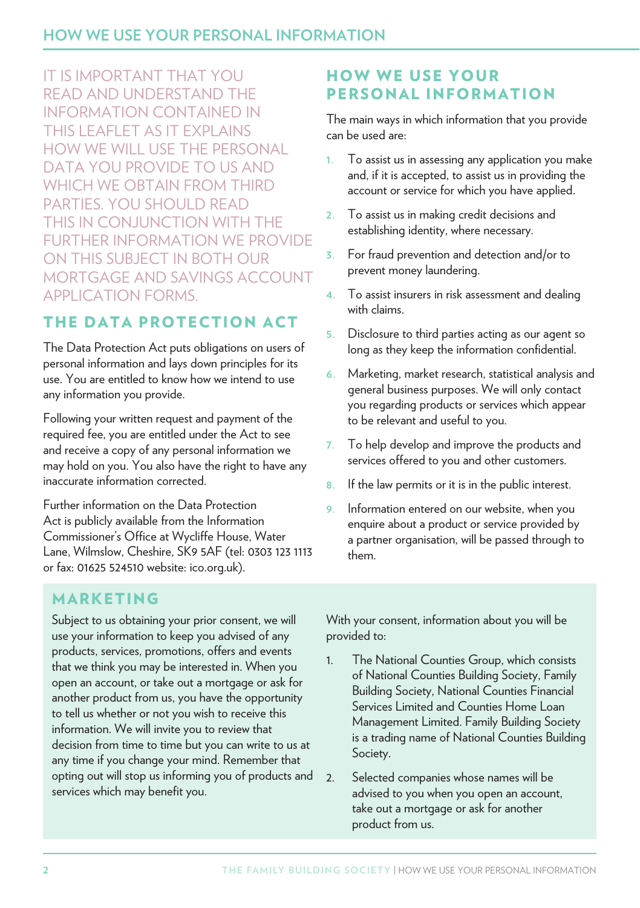# HOW WE USE YOUR PERSONAL INFORMATION

IT IS IMPORTANT THAT YOU READ AND UNDERSTAND THE INFORMATION CONTAINED IN THIS LEAFLET AS IT EXPLAINS HOW WE WILL USE THE PERSONAL DATA YOU PROVIDE TO US AND WHICH WE OBTAIN FROM THIRD PARTIES. YOU SHOULD READ THIS IN CONJUNCTION WITH THE FURTHER INFORMATION WE PROVIDE ON THIS SUBJECT IN BOTH OUR MORTGAGE AND SAVINGS ACCOUNT APPLICATION FORMS.

## THE DATA PROTECTION ACT

The Data Protection Act puts obligations on users of personal information and lays down principles for its use. You are entitled to know how we intend to use any information you provide.

Following your written request and payment of the required fee, you are entitled under the Act to see and receive a copy of any personal information we may hold on you. You also have the right to have any inaccurate information corrected.

Further information on the Data Protection Act is publicly available from the Information Commissioner's Office at Wycliffe House, Water Lane, Wilmslow, Cheshire, SK9 5AF (tel: 0303 123 1113 or fax: 01625 524510 website: ico.org.uk).

## HOW WE USE YOUR PERSONAL INFORMATION

The main ways in which information that you provide can be used are:

1. To assist us in assessing any application you make and, if it is accepted, to assist us in providing the account or service for which you have applied.
2. To assist us in making credit decisions and establishing identity, where necessary.
3. For fraud prevention and detection and/or to prevent money laundering.
4. To assist insurers in risk assessment and dealing with claims.
5. Disclosure to third parties acting as our agent so long as they keep the information confidential.
6. Marketing, market research, statistical analysis and general business purposes. We will only contact you regarding products or services which appear to be relevant and useful to you.
7. To help develop and improve the products and services offered to you and other customers.
8. If the law permits or it is in the public interest.
9. Information entered on our website, when you enquire about a product or service provided by a partner organisation, will be passed through to them.

## MARKETING

Subject to us obtaining your prior consent, we will use your information to keep you advised of any products, services, promotions, offers and events that we think you may be interested in. When you open an account, or take out a mortgage or ask for another product from us, you have the opportunity to tell us whether or not you wish to receive this information. We will invite you to review that decision from time to time but you can write to us at any time if you change your mind. Remember that opting out will stop us informing you of products and services which may benefit you.

With your consent, information about you will be provided to:

1. The National Counties Group, which consists of National Counties Building Society, Family Building Society, National Counties Financial Services Limited and Counties Home Loan Management Limited. Family Building Society is a trading name of National Counties Building Society.
2. Selected companies whose names will be advised to you when you open an account, take out a mortgage or ask for another product from us.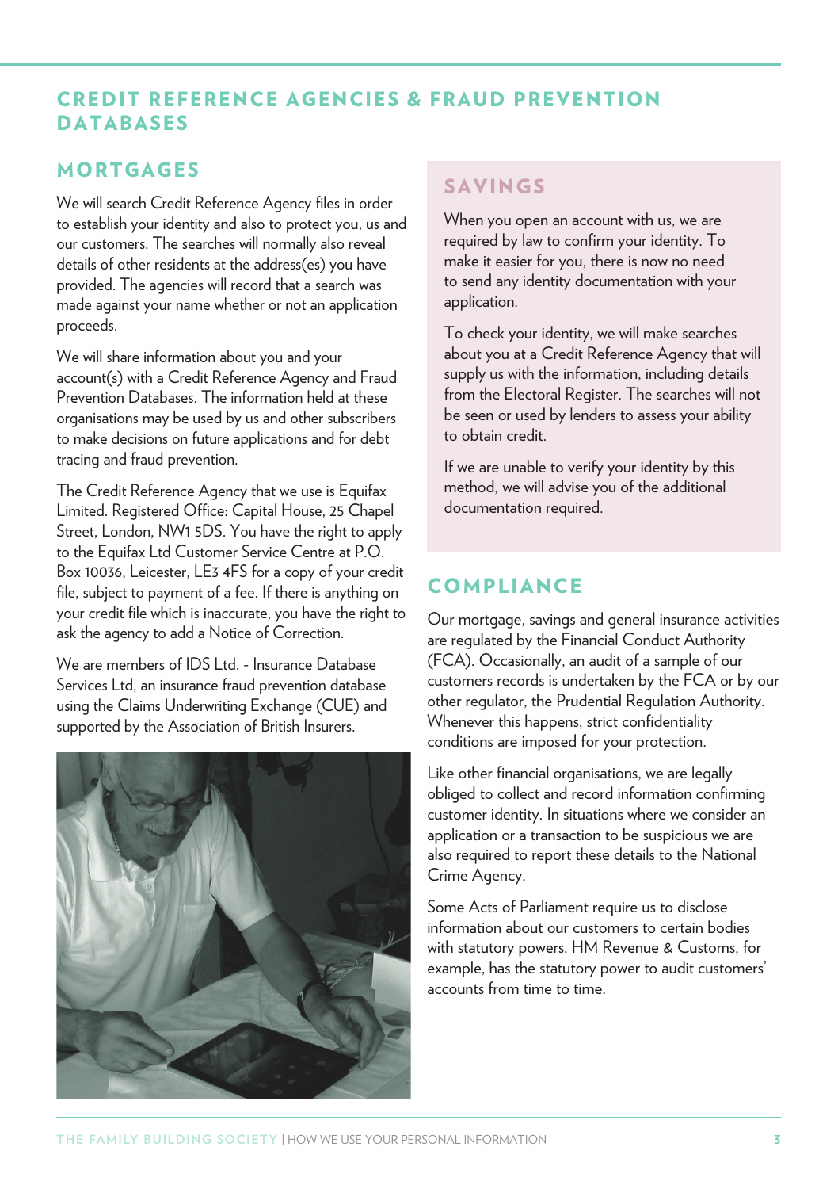# CREDIT REFERENCE AGENCIES & FRAUD PREVENTION DATABASES

## MORTGAGES

We will search Credit Reference Agency files in order to establish your identity and also to protect you, us and our customers. The searches will normally also reveal details of other residents at the address(es) you have provided. The agencies will record that a search was made against your name whether or not an application proceeds.

We will share information about you and your account(s) with a Credit Reference Agency and Fraud Prevention Databases. The information held at these organisations may be used by us and other subscribers to make decisions on future applications and for debt tracing and fraud prevention.

The Credit Reference Agency that we use is Equifax Limited. Registered Office: Capital House, 25 Chapel Street, London, NW1 5DS. You have the right to apply to the Equifax Ltd Customer Service Centre at P.O. Box 10036, Leicester, LE3 4FS for a copy of your credit file, subject to payment of a fee. If there is anything on your credit file which is inaccurate, you have the right to ask the agency to add a Notice of Correction.

We are members of IDS Ltd. - Insurance Database Services Ltd, an insurance fraud prevention database using the Claims Underwriting Exchange (CUE) and supported by the Association of British Insurers.

## SAVINGS

When you open an account with us, we are required by law to confirm your identity. To make it easier for you, there is now no need to send any identity documentation with your application.

To check your identity, we will make searches about you at a Credit Reference Agency that will supply us with the information, including details from the Electoral Register. The searches will not be seen or used by lenders to assess your ability to obtain credit.

If we are unable to verify your identity by this method, we will advise you of the additional documentation required.

## COMPLIANCE

Our mortgage, savings and general insurance activities are regulated by the Financial Conduct Authority (FCA). Occasionally, an audit of a sample of our customers records is undertaken by the FCA or by our other regulator, the Prudential Regulation Authority. Whenever this happens, strict confidentiality conditions are imposed for your protection.

Like other financial organisations, we are legally obliged to collect and record information confirming customer identity. In situations where we consider an application or a transaction to be suspicious we are also required to report these details to the National Crime Agency.

Some Acts of Parliament require us to disclose information about our customers to certain bodies with statutory powers. HM Revenue & Customs, for example, has the statutory power to audit customers' accounts from time to time.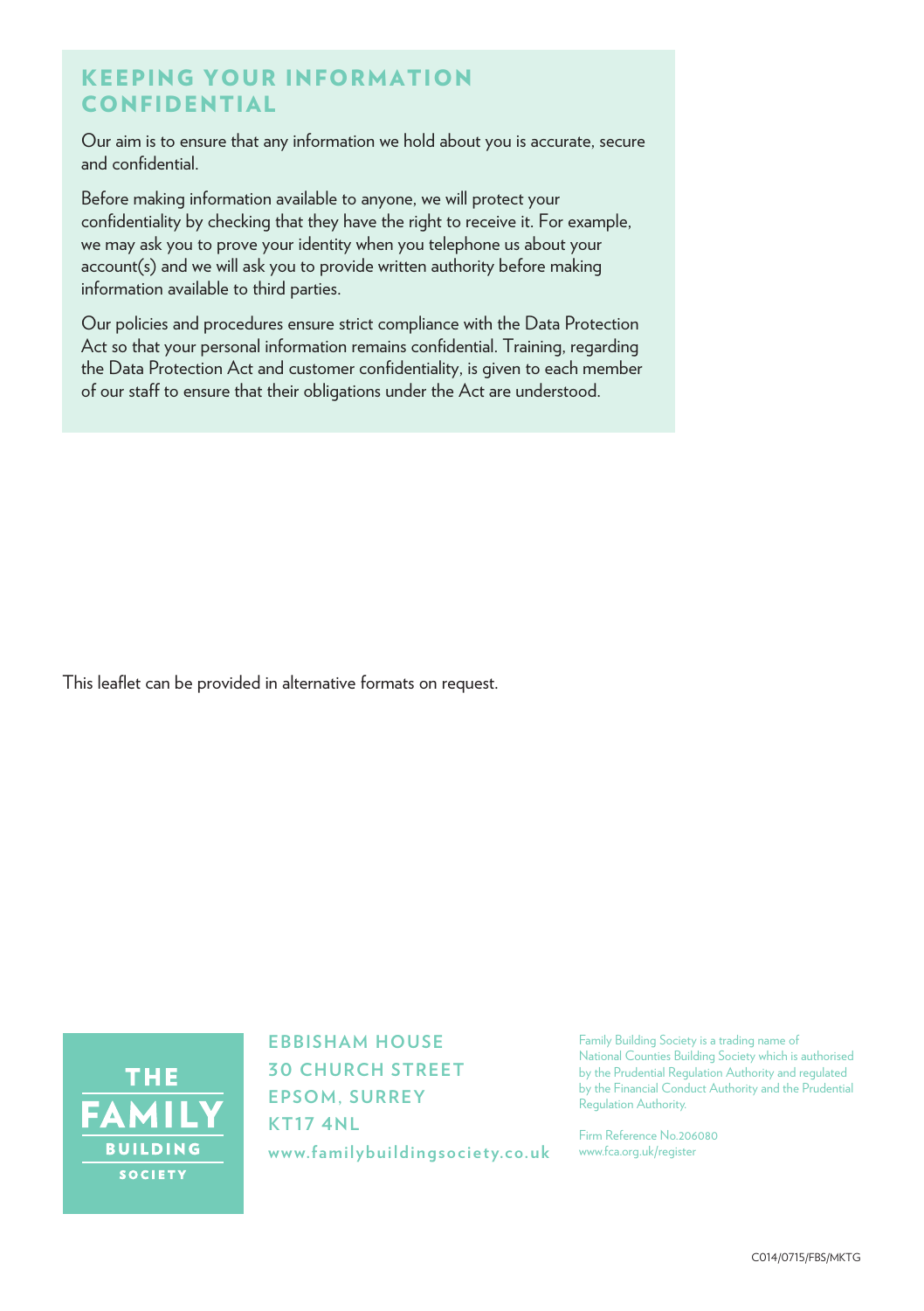## KEEPING YOUR INFORMATION CONFIDENTIAL

Our aim is to ensure that any information we hold about you is accurate, secure and confidential.

Before making information available to anyone, we will protect your confidentiality by checking that they have the right to receive it. For example, we may ask you to prove your identity when you telephone us about your account(s) and we will ask you to provide written authority before making information available to third parties.

Our policies and procedures ensure strict compliance with the Data Protection Act so that your personal information remains confidential. Training, regarding the Data Protection Act and customer confidentiality, is given to each member of our staff to ensure that their obligations under the Act are understood.

This leaflet can be provided in alternative formats on request.

THE FAMILY BUILDING SOCIETY

EBBISHAM HOUSE
30 CHURCH STREET
EPSOM, SURREY
KT17 4NL
www.familybuildingsociety.co.uk

Family Building Society is a trading name of National Counties Building Society which is authorised by the Prudential Regulation Authority and regulated by the Financial Conduct Authority and the Prudential Regulation Authority.

Firm Reference No.206080
www.fca.org.uk/register

C014/0715/FBS/MKTG